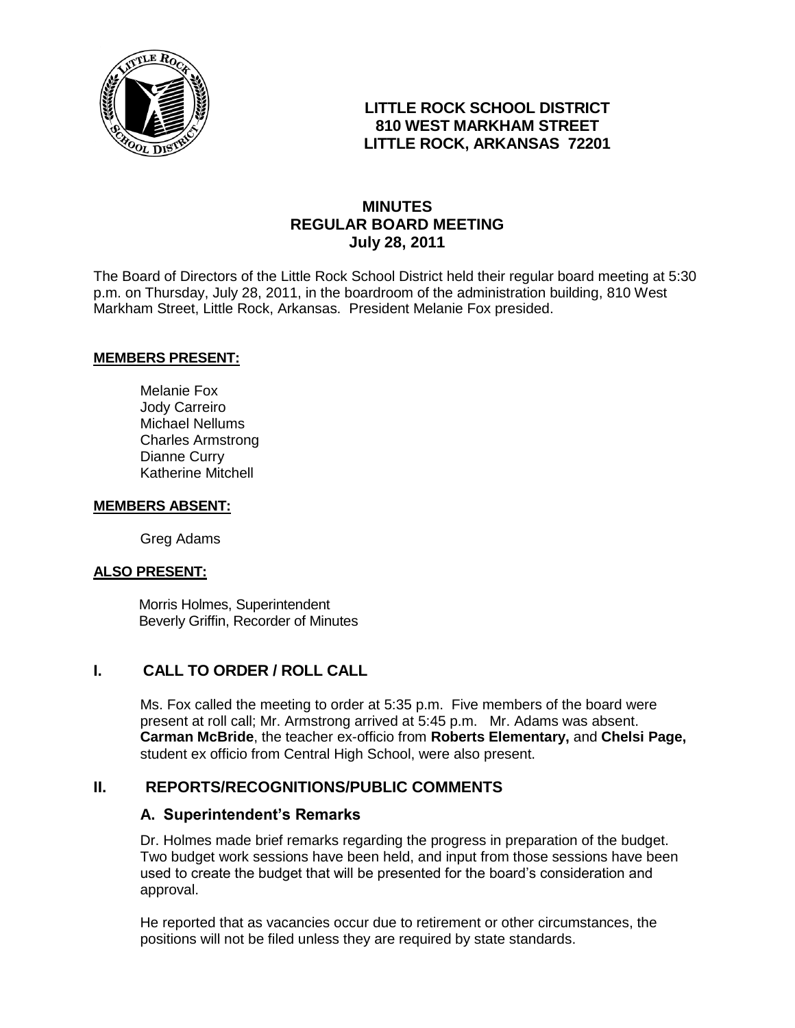**LITTLE ROCK SCHOOL DISTRICT**
**810 WEST MARKHAM STREET**
**LITTLE ROCK, ARKANSAS 72201**

# MINUTES
## REGULAR BOARD MEETING
### July 28, 2011

The Board of Directors of the Little Rock School District held their regular board meeting at 5:30 p.m. on Thursday, July 28, 2011, in the boardroom of the administration building, 810 West Markham Street, Little Rock, Arkansas. President Melanie Fox presided.

**MEMBERS PRESENT:**

Melanie Fox
Jody Carreiro
Michael Nellums
Charles Armstrong
Dianne Curry
Katherine Mitchell

**MEMBERS ABSENT:**

Greg Adams

**ALSO PRESENT:**

Morris Holmes, Superintendent
Beverly Griffin, Recorder of Minutes

## I. CALL TO ORDER / ROLL CALL

Ms. Fox called the meeting to order at 5:35 p.m. Five members of the board were present at roll call; Mr. Armstrong arrived at 5:45 p.m. Mr. Adams was absent. **Carman McBride**, the teacher ex-officio from **Roberts Elementary,** and **Chelsi Page,** student ex officio from Central High School, were also present.

## II. REPORTS/RECOGNITIONS/PUBLIC COMMENTS

### A. Superintendent's Remarks

Dr. Holmes made brief remarks regarding the progress in preparation of the budget. Two budget work sessions have been held, and input from those sessions have been used to create the budget that will be presented for the board's consideration and approval.

He reported that as vacancies occur due to retirement or other circumstances, the positions will not be filed unless they are required by state standards.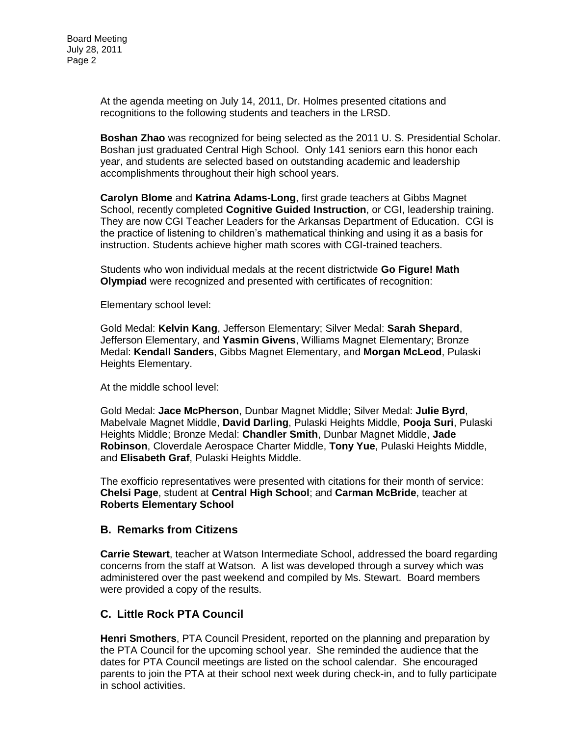At the agenda meeting on July 14, 2011, Dr. Holmes presented citations and recognitions to the following students and teachers in the LRSD.

**Boshan Zhao** was recognized for being selected as the 2011 U. S. Presidential Scholar. Boshan just graduated Central High School. Only 141 seniors earn this honor each year, and students are selected based on outstanding academic and leadership accomplishments throughout their high school years.

**Carolyn Blome** and **Katrina Adams-Long**, first grade teachers at Gibbs Magnet School, recently completed **Cognitive Guided Instruction**, or CGI, leadership training. They are now CGI Teacher Leaders for the Arkansas Department of Education. CGI is the practice of listening to children's mathematical thinking and using it as a basis for instruction. Students achieve higher math scores with CGI-trained teachers.

Students who won individual medals at the recent districtwide **Go Figure! Math Olympiad** were recognized and presented with certificates of recognition:

Elementary school level:

Gold Medal: **Kelvin Kang**, Jefferson Elementary; Silver Medal: **Sarah Shepard**, Jefferson Elementary, and **Yasmin Givens**, Williams Magnet Elementary; Bronze Medal: **Kendall Sanders**, Gibbs Magnet Elementary, and **Morgan McLeod**, Pulaski Heights Elementary.

At the middle school level:

Gold Medal: **Jace McPherson**, Dunbar Magnet Middle; Silver Medal: **Julie Byrd**, Mabelvale Magnet Middle, **David Darling**, Pulaski Heights Middle, **Pooja Suri**, Pulaski Heights Middle; Bronze Medal: **Chandler Smith**, Dunbar Magnet Middle, **Jade Robinson**, Cloverdale Aerospace Charter Middle, **Tony Yue**, Pulaski Heights Middle, and **Elisabeth Graf**, Pulaski Heights Middle.

The exofficio representatives were presented with citations for their month of service: **Chelsi Page**, student at **Central High School**; and **Carman McBride**, teacher at **Roberts Elementary School**

## B. Remarks from Citizens

**Carrie Stewart**, teacher at Watson Intermediate School, addressed the board regarding concerns from the staff at Watson. A list was developed through a survey which was administered over the past weekend and compiled by Ms. Stewart. Board members were provided a copy of the results.

## C. Little Rock PTA Council

**Henri Smothers**, PTA Council President, reported on the planning and preparation by the PTA Council for the upcoming school year. She reminded the audience that the dates for PTA Council meetings are listed on the school calendar. She encouraged parents to join the PTA at their school next week during check-in, and to fully participate in school activities.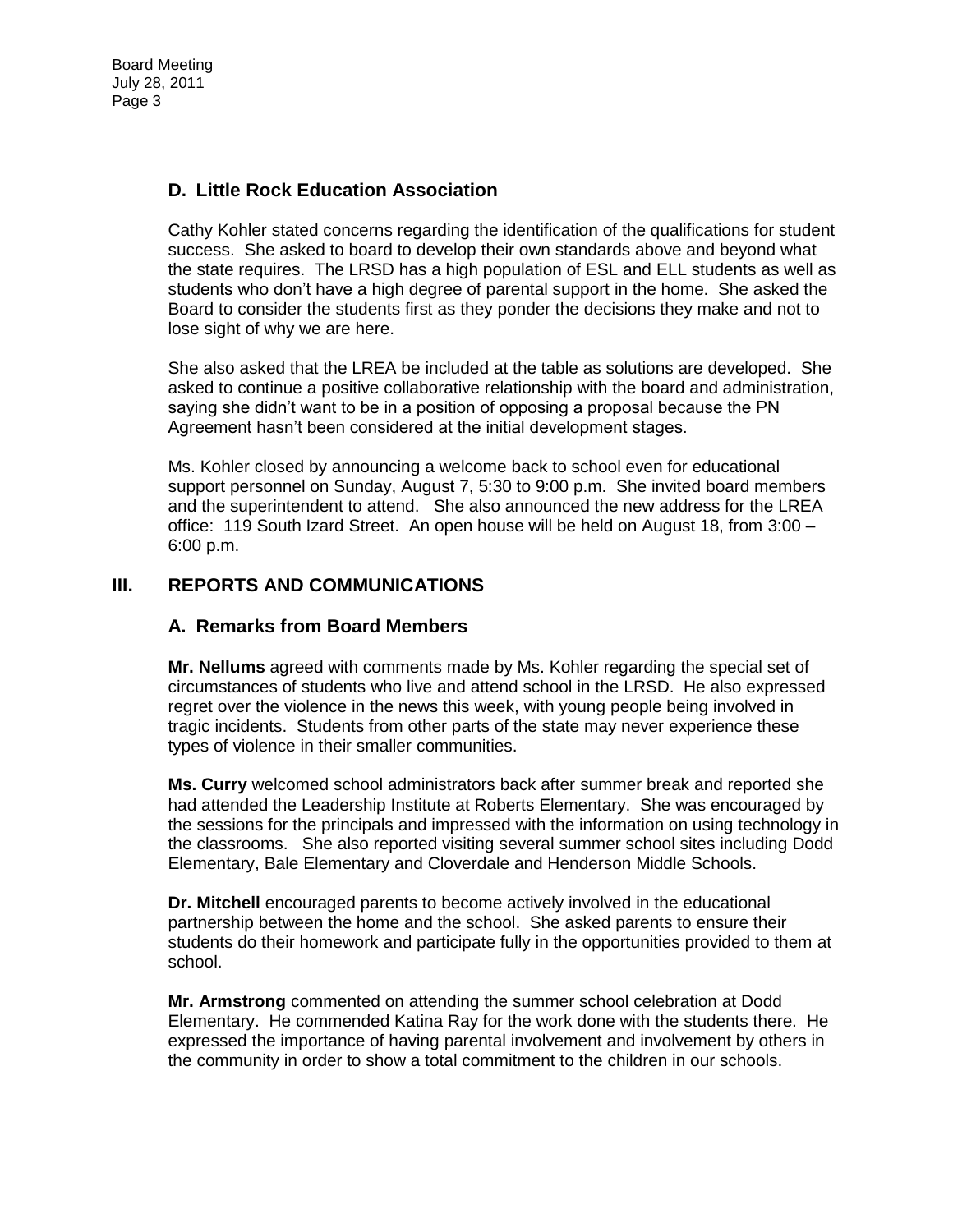## D. Little Rock Education Association

Cathy Kohler stated concerns regarding the identification of the qualifications for student success. She asked to board to develop their own standards above and beyond what the state requires. The LRSD has a high population of ESL and ELL students as well as students who don't have a high degree of parental support in the home. She asked the Board to consider the students first as they ponder the decisions they make and not to lose sight of why we are here.

She also asked that the LREA be included at the table as solutions are developed. She asked to continue a positive collaborative relationship with the board and administration, saying she didn't want to be in a position of opposing a proposal because the PN Agreement hasn't been considered at the initial development stages.

Ms. Kohler closed by announcing a welcome back to school even for educational support personnel on Sunday, August 7, 5:30 to 9:00 p.m. She invited board members and the superintendent to attend. She also announced the new address for the LREA office: 119 South Izard Street. An open house will be held on August 18, from 3:00 – 6:00 p.m.

# III. REPORTS AND COMMUNICATIONS

## A. Remarks from Board Members

**Mr. Nellums** agreed with comments made by Ms. Kohler regarding the special set of circumstances of students who live and attend school in the LRSD. He also expressed regret over the violence in the news this week, with young people being involved in tragic incidents. Students from other parts of the state may never experience these types of violence in their smaller communities.

**Ms. Curry** welcomed school administrators back after summer break and reported she had attended the Leadership Institute at Roberts Elementary. She was encouraged by the sessions for the principals and impressed with the information on using technology in the classrooms. She also reported visiting several summer school sites including Dodd Elementary, Bale Elementary and Cloverdale and Henderson Middle Schools.

**Dr. Mitchell** encouraged parents to become actively involved in the educational partnership between the home and the school. She asked parents to ensure their students do their homework and participate fully in the opportunities provided to them at school.

**Mr. Armstrong** commented on attending the summer school celebration at Dodd Elementary. He commended Katina Ray for the work done with the students there. He expressed the importance of having parental involvement and involvement by others in the community in order to show a total commitment to the children in our schools.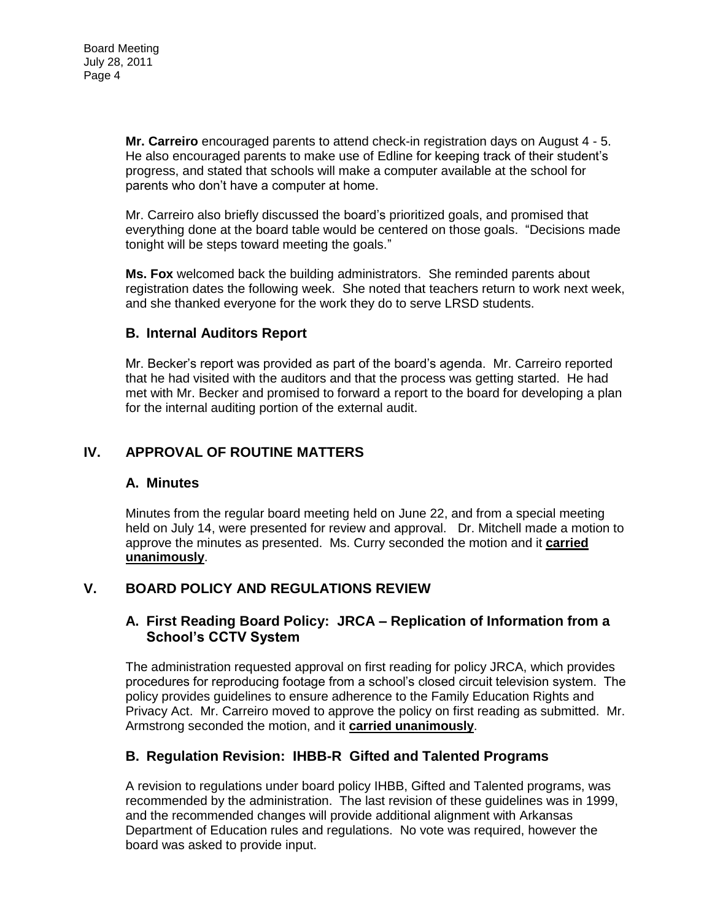**Mr. Carreiro** encouraged parents to attend check-in registration days on August 4 - 5. He also encouraged parents to make use of Edline for keeping track of their student's progress, and stated that schools will make a computer available at the school for parents who don't have a computer at home.

Mr. Carreiro also briefly discussed the board's prioritized goals, and promised that everything done at the board table would be centered on those goals. "Decisions made tonight will be steps toward meeting the goals."

**Ms. Fox** welcomed back the building administrators. She reminded parents about registration dates the following week. She noted that teachers return to work next week, and she thanked everyone for the work they do to serve LRSD students.

### B. Internal Auditors Report

Mr. Becker's report was provided as part of the board's agenda. Mr. Carreiro reported that he had visited with the auditors and that the process was getting started. He had met with Mr. Becker and promised to forward a report to the board for developing a plan for the internal auditing portion of the external audit.

## IV. APPROVAL OF ROUTINE MATTERS

### A. Minutes

Minutes from the regular board meeting held on June 22, and from a special meeting held on July 14, were presented for review and approval. Dr. Mitchell made a motion to approve the minutes as presented. Ms. Curry seconded the motion and it **carried unanimously**.

## V. BOARD POLICY AND REGULATIONS REVIEW

### A. First Reading Board Policy: JRCA – Replication of Information from a School's CCTV System

The administration requested approval on first reading for policy JRCA, which provides procedures for reproducing footage from a school's closed circuit television system. The policy provides guidelines to ensure adherence to the Family Education Rights and Privacy Act. Mr. Carreiro moved to approve the policy on first reading as submitted. Mr. Armstrong seconded the motion, and it **carried unanimously**.

### B. Regulation Revision: IHBB-R Gifted and Talented Programs

A revision to regulations under board policy IHBB, Gifted and Talented programs, was recommended by the administration. The last revision of these guidelines was in 1999, and the recommended changes will provide additional alignment with Arkansas Department of Education rules and regulations. No vote was required, however the board was asked to provide input.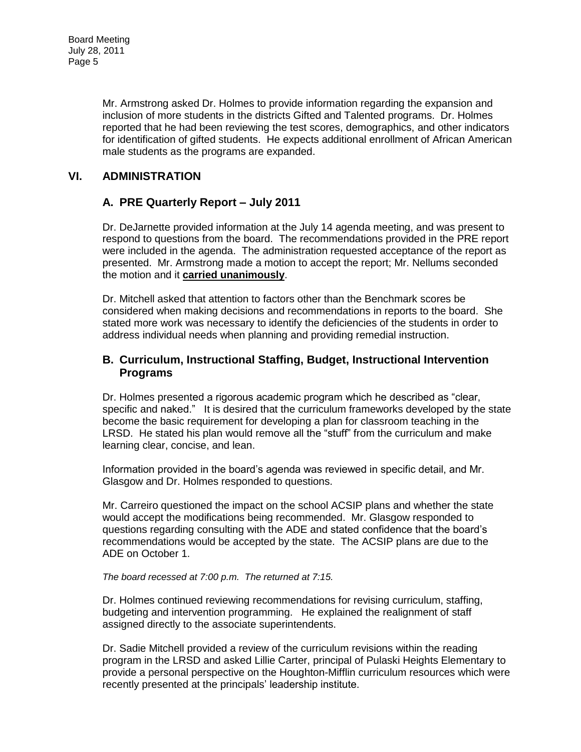Mr. Armstrong asked Dr. Holmes to provide information regarding the expansion and inclusion of more students in the districts Gifted and Talented programs. Dr. Holmes reported that he had been reviewing the test scores, demographics, and other indicators for identification of gifted students. He expects additional enrollment of African American male students as the programs are expanded.

## VI. ADMINISTRATION

### A. PRE Quarterly Report – July 2011

Dr. DeJarnette provided information at the July 14 agenda meeting, and was present to respond to questions from the board. The recommendations provided in the PRE report were included in the agenda. The administration requested acceptance of the report as presented. Mr. Armstrong made a motion to accept the report; Mr. Nellums seconded the motion and it **carried unanimously**.

Dr. Mitchell asked that attention to factors other than the Benchmark scores be considered when making decisions and recommendations in reports to the board. She stated more work was necessary to identify the deficiencies of the students in order to address individual needs when planning and providing remedial instruction.

### B. Curriculum, Instructional Staffing, Budget, Instructional Intervention Programs

Dr. Holmes presented a rigorous academic program which he described as "clear, specific and naked." It is desired that the curriculum frameworks developed by the state become the basic requirement for developing a plan for classroom teaching in the LRSD. He stated his plan would remove all the "stuff" from the curriculum and make learning clear, concise, and lean.

Information provided in the board's agenda was reviewed in specific detail, and Mr. Glasgow and Dr. Holmes responded to questions.

Mr. Carreiro questioned the impact on the school ACSIP plans and whether the state would accept the modifications being recommended. Mr. Glasgow responded to questions regarding consulting with the ADE and stated confidence that the board's recommendations would be accepted by the state. The ACSIP plans are due to the ADE on October 1.

*The board recessed at 7:00 p.m. The returned at 7:15.*

Dr. Holmes continued reviewing recommendations for revising curriculum, staffing, budgeting and intervention programming. He explained the realignment of staff assigned directly to the associate superintendents.

Dr. Sadie Mitchell provided a review of the curriculum revisions within the reading program in the LRSD and asked Lillie Carter, principal of Pulaski Heights Elementary to provide a personal perspective on the Houghton-Mifflin curriculum resources which were recently presented at the principals' leadership institute.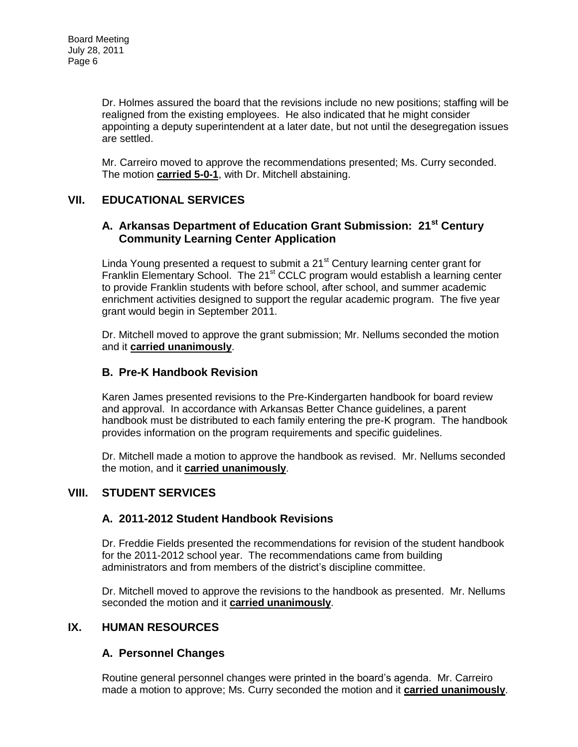Dr. Holmes assured the board that the revisions include no new positions; staffing will be realigned from the existing employees. He also indicated that he might consider appointing a deputy superintendent at a later date, but not until the desegregation issues are settled.

Mr. Carreiro moved to approve the recommendations presented; Ms. Curry seconded. The motion **carried 5-0-1**, with Dr. Mitchell abstaining.

## VII. EDUCATIONAL SERVICES

### A. Arkansas Department of Education Grant Submission: 21st Century Community Learning Center Application

Linda Young presented a request to submit a 21st Century learning center grant for Franklin Elementary School. The 21st CCLC program would establish a learning center to provide Franklin students with before school, after school, and summer academic enrichment activities designed to support the regular academic program. The five year grant would begin in September 2011.

Dr. Mitchell moved to approve the grant submission; Mr. Nellums seconded the motion and it **carried unanimously**.

### B. Pre-K Handbook Revision

Karen James presented revisions to the Pre-Kindergarten handbook for board review and approval. In accordance with Arkansas Better Chance guidelines, a parent handbook must be distributed to each family entering the pre-K program. The handbook provides information on the program requirements and specific guidelines.

Dr. Mitchell made a motion to approve the handbook as revised. Mr. Nellums seconded the motion, and it **carried unanimously**.

## VIII. STUDENT SERVICES

### A. 2011-2012 Student Handbook Revisions

Dr. Freddie Fields presented the recommendations for revision of the student handbook for the 2011-2012 school year. The recommendations came from building administrators and from members of the district's discipline committee.

Dr. Mitchell moved to approve the revisions to the handbook as presented. Mr. Nellums seconded the motion and it **carried unanimously**.

## IX. HUMAN RESOURCES

### A. Personnel Changes

Routine general personnel changes were printed in the board's agenda. Mr. Carreiro made a motion to approve; Ms. Curry seconded the motion and it **carried unanimously**.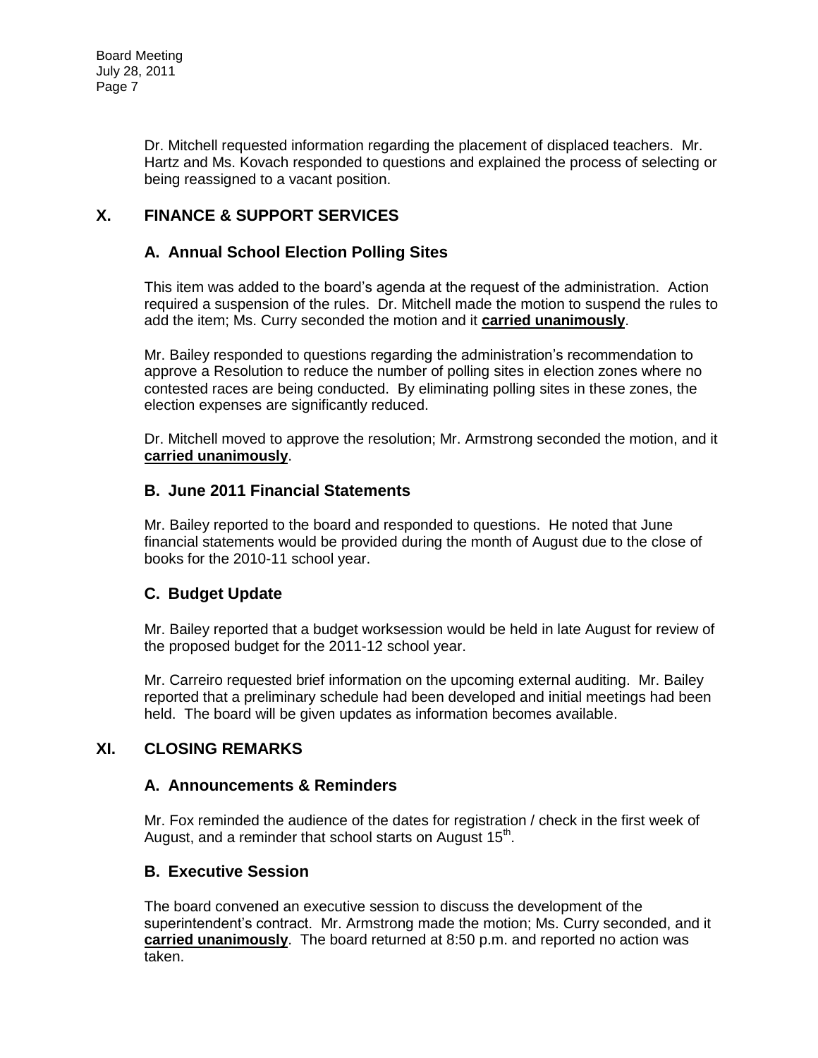Dr. Mitchell requested information regarding the placement of displaced teachers. Mr. Hartz and Ms. Kovach responded to questions and explained the process of selecting or being reassigned to a vacant position.

## X. FINANCE & SUPPORT SERVICES

### A. Annual School Election Polling Sites

This item was added to the board's agenda at the request of the administration. Action required a suspension of the rules. Dr. Mitchell made the motion to suspend the rules to add the item; Ms. Curry seconded the motion and it **carried unanimously**.

Mr. Bailey responded to questions regarding the administration's recommendation to approve a Resolution to reduce the number of polling sites in election zones where no contested races are being conducted. By eliminating polling sites in these zones, the election expenses are significantly reduced.

Dr. Mitchell moved to approve the resolution; Mr. Armstrong seconded the motion, and it **carried unanimously**.

### B. June 2011 Financial Statements

Mr. Bailey reported to the board and responded to questions. He noted that June financial statements would be provided during the month of August due to the close of books for the 2010-11 school year.

### C. Budget Update

Mr. Bailey reported that a budget worksession would be held in late August for review of the proposed budget for the 2011-12 school year.

Mr. Carreiro requested brief information on the upcoming external auditing. Mr. Bailey reported that a preliminary schedule had been developed and initial meetings had been held. The board will be given updates as information becomes available.

## XI. CLOSING REMARKS

### A. Announcements & Reminders

Mr. Fox reminded the audience of the dates for registration / check in the first week of August, and a reminder that school starts on August 15th.

### B. Executive Session

The board convened an executive session to discuss the development of the superintendent's contract. Mr. Armstrong made the motion; Ms. Curry seconded, and it **carried unanimously**. The board returned at 8:50 p.m. and reported no action was taken.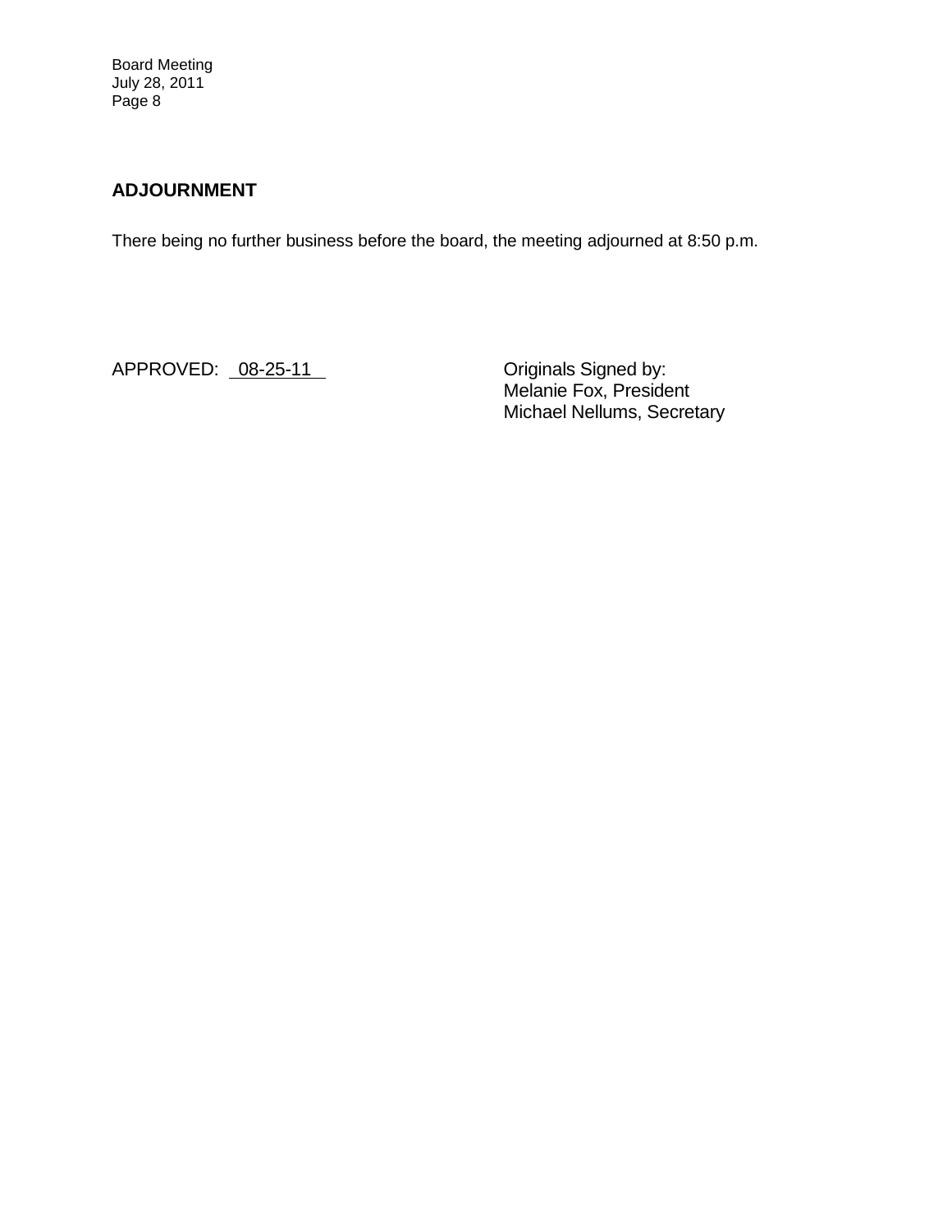## ADJOURNMENT

There being no further business before the board, the meeting adjourned at 8:50 p.m.

APPROVED: 08-25-11

Originals Signed by:
Melanie Fox, President
Michael Nellums, Secretary